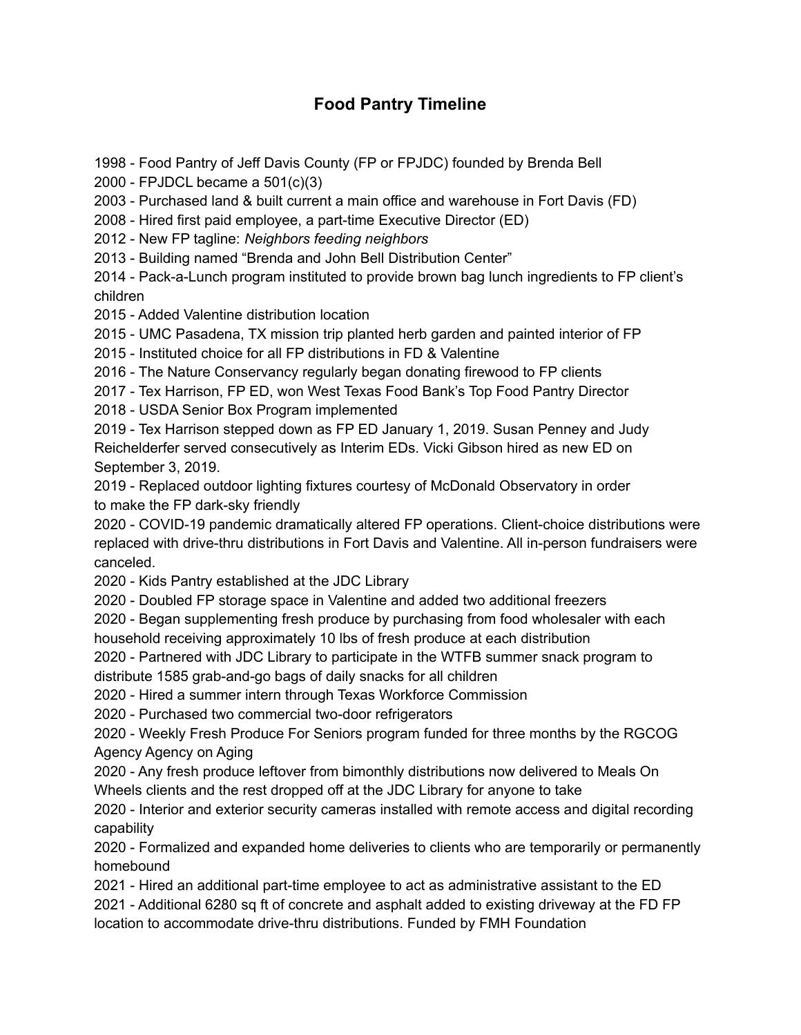# Food Pantry Timeline

1998 - Food Pantry of Jeff Davis County (FP or FPJDC) founded by Brenda Bell
2000 - FPJDCL became a 501(c)(3)
2003 - Purchased land & built current a main office and warehouse in Fort Davis (FD)
2008 - Hired first paid employee, a part-time Executive Director (ED)
2012 - New FP tagline: *Neighbors feeding neighbors*
2013 - Building named "Brenda and John Bell Distribution Center"
2014 - Pack-a-Lunch program instituted to provide brown bag lunch ingredients to FP client's children
2015 - Added Valentine distribution location
2015 - UMC Pasadena, TX mission trip planted herb garden and painted interior of FP
2015 - Instituted choice for all FP distributions in FD & Valentine
2016 - The Nature Conservancy regularly began donating firewood to FP clients
2017 - Tex Harrison, FP ED, won West Texas Food Bank's Top Food Pantry Director
2018 - USDA Senior Box Program implemented
2019 - Tex Harrison stepped down as FP ED January 1, 2019. Susan Penney and Judy Reichelderfer served consecutively as Interim EDs. Vicki Gibson hired as new ED on September 3, 2019.
2019 - Replaced outdoor lighting fixtures courtesy of McDonald Observatory in order to make the FP dark-sky friendly
2020 - COVID-19 pandemic dramatically altered FP operations. Client-choice distributions were replaced with drive-thru distributions in Fort Davis and Valentine. All in-person fundraisers were canceled.
2020 - Kids Pantry established at the JDC Library
2020 - Doubled FP storage space in Valentine and added two additional freezers
2020 - Began supplementing fresh produce by purchasing from food wholesaler with each household receiving approximately 10 lbs of fresh produce at each distribution
2020 - Partnered with JDC Library to participate in the WTFB summer snack program to distribute 1585 grab-and-go bags of daily snacks for all children
2020 - Hired a summer intern through Texas Workforce Commission
2020 - Purchased two commercial two-door refrigerators
2020 - Weekly Fresh Produce For Seniors program funded for three months by the RGCOG Agency Agency on Aging
2020 - Any fresh produce leftover from bimonthly distributions now delivered to Meals On Wheels clients and the rest dropped off at the JDC Library for anyone to take
2020 - Interior and exterior security cameras installed with remote access and digital recording capability
2020 - Formalized and expanded home deliveries to clients who are temporarily or permanently homebound
2021 - Hired an additional part-time employee to act as administrative assistant to the ED
2021 - Additional 6280 sq ft of concrete and asphalt added to existing driveway at the FD FP location to accommodate drive-thru distributions. Funded by FMH Foundation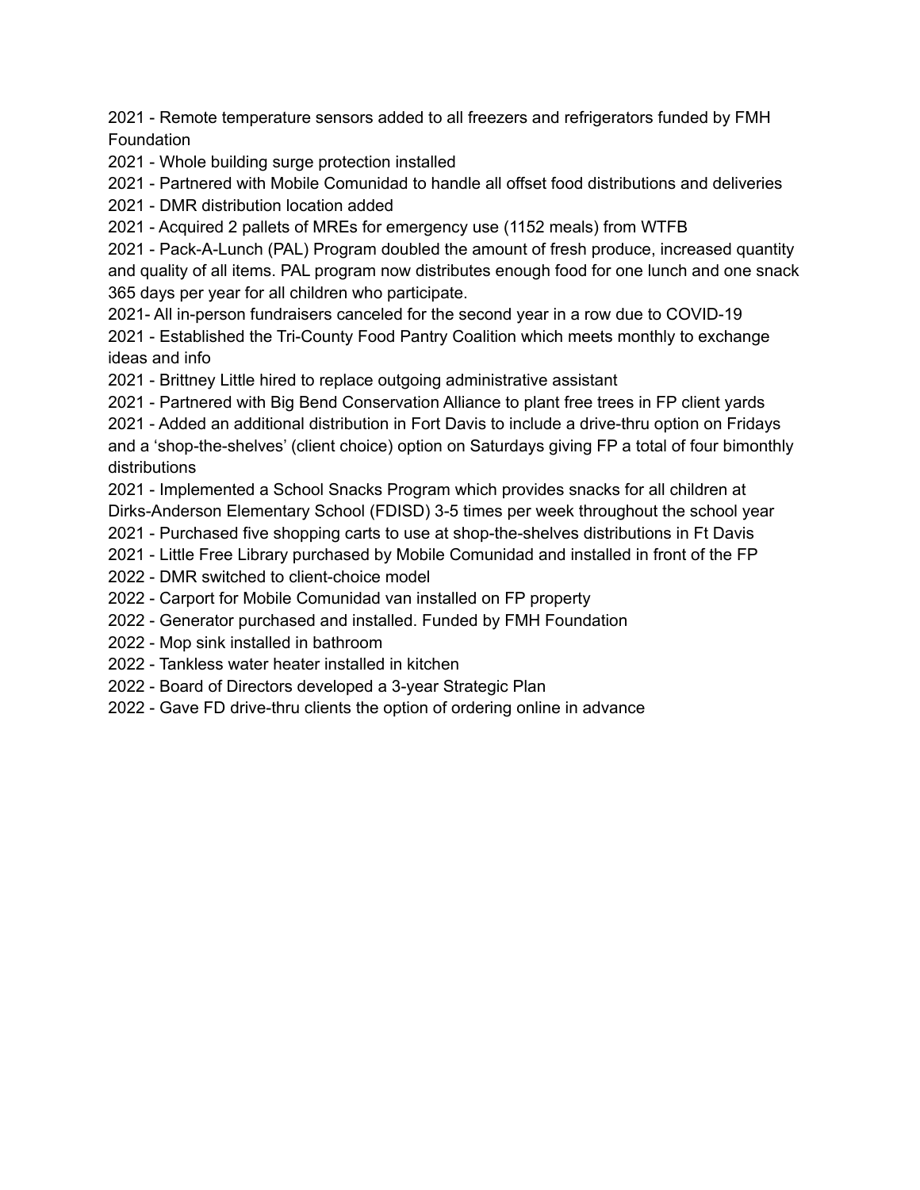2021 - Remote temperature sensors added to all freezers and refrigerators funded by FMH Foundation

2021 - Whole building surge protection installed

2021 - Partnered with Mobile Comunidad to handle all offset food distributions and deliveries

2021 - DMR distribution location added

2021 - Acquired 2 pallets of MREs for emergency use (1152 meals) from WTFB

2021 - Pack-A-Lunch (PAL) Program doubled the amount of fresh produce, increased quantity and quality of all items. PAL program now distributes enough food for one lunch and one snack 365 days per year for all children who participate.

2021- All in-person fundraisers canceled for the second year in a row due to COVID-19

2021 - Established the Tri-County Food Pantry Coalition which meets monthly to exchange ideas and info

2021 - Brittney Little hired to replace outgoing administrative assistant

2021 - Partnered with Big Bend Conservation Alliance to plant free trees in FP client yards

2021 - Added an additional distribution in Fort Davis to include a drive-thru option on Fridays and a 'shop-the-shelves' (client choice) option on Saturdays giving FP a total of four bimonthly distributions

2021 - Implemented a School Snacks Program which provides snacks for all children at Dirks-Anderson Elementary School (FDISD) 3-5 times per week throughout the school year

2021 - Purchased five shopping carts to use at shop-the-shelves distributions in Ft Davis

2021 - Little Free Library purchased by Mobile Comunidad and installed in front of the FP

2022 - DMR switched to client-choice model

2022 - Carport for Mobile Comunidad van installed on FP property

2022 - Generator purchased and installed. Funded by FMH Foundation

2022 - Mop sink installed in bathroom

2022 - Tankless water heater installed in kitchen

2022 - Board of Directors developed a 3-year Strategic Plan

2022 - Gave FD drive-thru clients the option of ordering online in advance